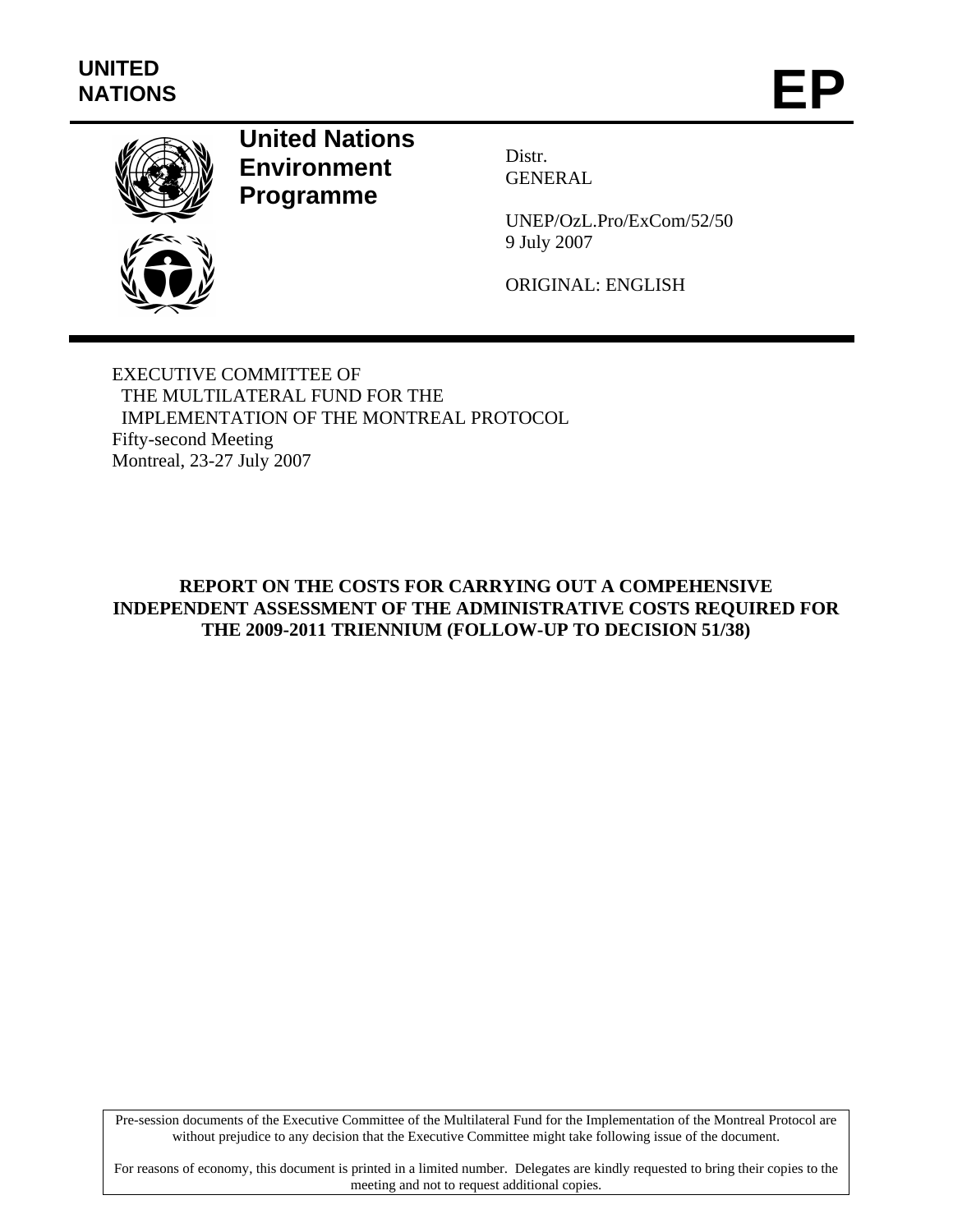UNITED NATIONS

# EP

**United Nations Environment Programme**

Distr.
GENERAL

UNEP/OzL.Pro/ExCom/52/50
9 July 2007

ORIGINAL: ENGLISH

EXECUTIVE COMMITTEE OF
THE MULTILATERAL FUND FOR THE
IMPLEMENTATION OF THE MONTREAL PROTOCOL
Fifty-second Meeting
Montreal, 23-27 July 2007

## REPORT ON THE COSTS FOR CARRYING OUT A COMPEHENSIVE INDEPENDENT ASSESSMENT OF THE ADMINISTRATIVE COSTS REQUIRED FOR THE 2009-2011 TRIENNIUM (FOLLOW-UP TO DECISION 51/38)

Pre-session documents of the Executive Committee of the Multilateral Fund for the Implementation of the Montreal Protocol are without prejudice to any decision that the Executive Committee might take following issue of the document.

For reasons of economy, this document is printed in a limited number. Delegates are kindly requested to bring their copies to the meeting and not to request additional copies.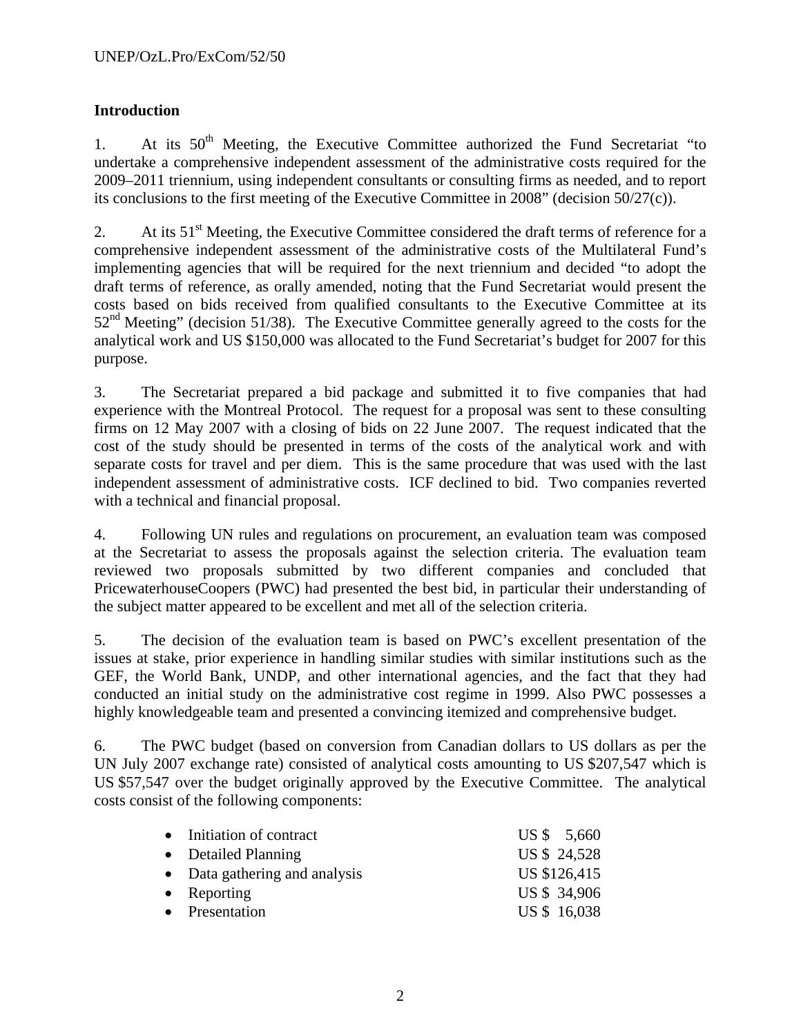## Introduction

1. At its 50th Meeting, the Executive Committee authorized the Fund Secretariat "to undertake a comprehensive independent assessment of the administrative costs required for the 2009–2011 triennium, using independent consultants or consulting firms as needed, and to report its conclusions to the first meeting of the Executive Committee in 2008" (decision 50/27(c)).

2. At its 51st Meeting, the Executive Committee considered the draft terms of reference for a comprehensive independent assessment of the administrative costs of the Multilateral Fund's implementing agencies that will be required for the next triennium and decided "to adopt the draft terms of reference, as orally amended, noting that the Fund Secretariat would present the costs based on bids received from qualified consultants to the Executive Committee at its 52nd Meeting" (decision 51/38). The Executive Committee generally agreed to the costs for the analytical work and US $150,000 was allocated to the Fund Secretariat's budget for 2007 for this purpose.

3. The Secretariat prepared a bid package and submitted it to five companies that had experience with the Montreal Protocol. The request for a proposal was sent to these consulting firms on 12 May 2007 with a closing of bids on 22 June 2007. The request indicated that the cost of the study should be presented in terms of the costs of the analytical work and with separate costs for travel and per diem. This is the same procedure that was used with the last independent assessment of administrative costs. ICF declined to bid. Two companies reverted with a technical and financial proposal.

4. Following UN rules and regulations on procurement, an evaluation team was composed at the Secretariat to assess the proposals against the selection criteria. The evaluation team reviewed two proposals submitted by two different companies and concluded that PricewaterhouseCoopers (PWC) had presented the best bid, in particular their understanding of the subject matter appeared to be excellent and met all of the selection criteria.

5. The decision of the evaluation team is based on PWC's excellent presentation of the issues at stake, prior experience in handling similar studies with similar institutions such as the GEF, the World Bank, UNDP, and other international agencies, and the fact that they had conducted an initial study on the administrative cost regime in 1999. Also PWC possesses a highly knowledgeable team and presented a convincing itemized and comprehensive budget.

6. The PWC budget (based on conversion from Canadian dollars to US dollars as per the UN July 2007 exchange rate) consisted of analytical costs amounting to US $207,547 which is US $57,547 over the budget originally approved by the Executive Committee. The analytical costs consist of the following components:

- Initiation of contract US $ 5,660
- Detailed Planning US $ 24,528
- Data gathering and analysis US $126,415
- Reporting US $ 34,906
- Presentation US $ 16,038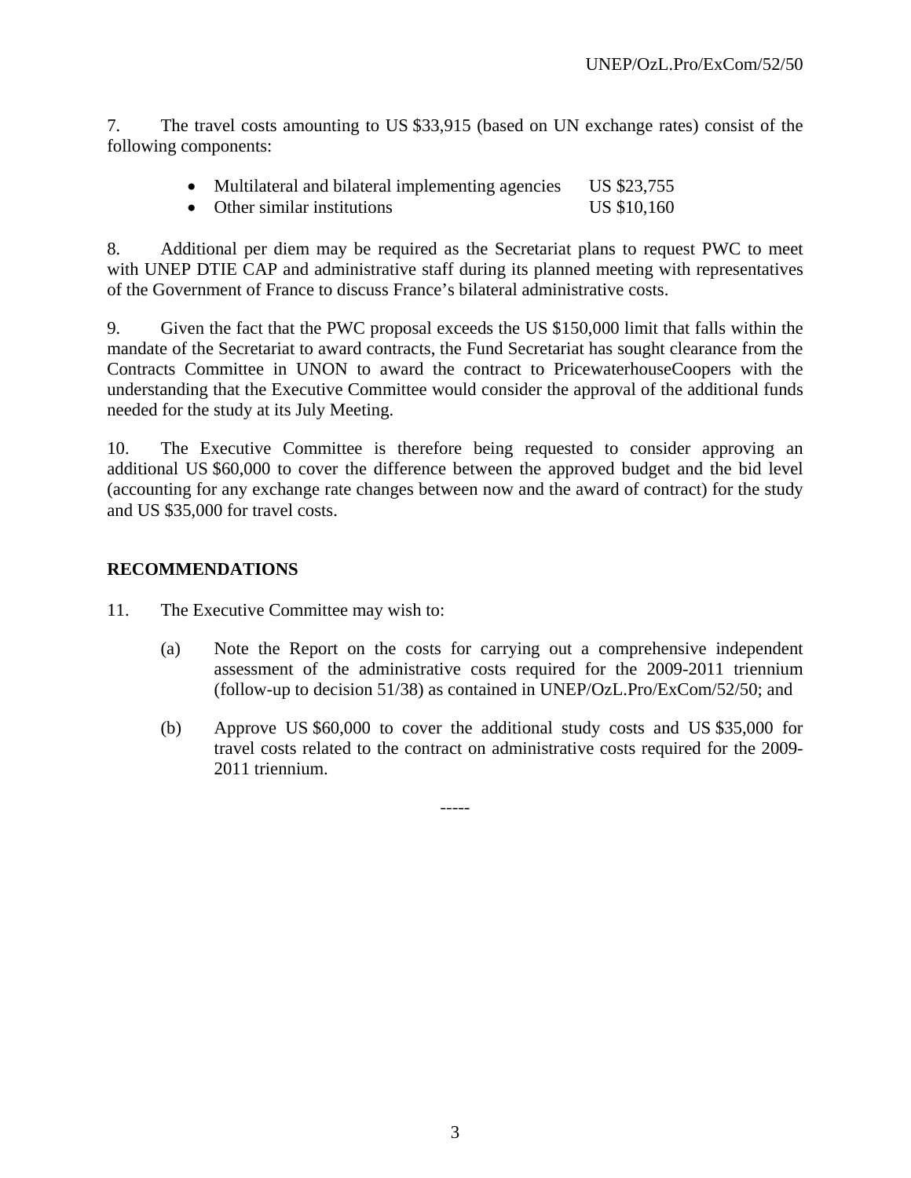7. The travel costs amounting to US $33,915 (based on UN exchange rates) consist of the following components:

- Multilateral and bilateral implementing agencies US $23,755
- Other similar institutions US $10,160

8. Additional per diem may be required as the Secretariat plans to request PWC to meet with UNEP DTIE CAP and administrative staff during its planned meeting with representatives of the Government of France to discuss France's bilateral administrative costs.

9. Given the fact that the PWC proposal exceeds the US $150,000 limit that falls within the mandate of the Secretariat to award contracts, the Fund Secretariat has sought clearance from the Contracts Committee in UNON to award the contract to PricewaterhouseCoopers with the understanding that the Executive Committee would consider the approval of the additional funds needed for the study at its July Meeting.

10. The Executive Committee is therefore being requested to consider approving an additional US $60,000 to cover the difference between the approved budget and the bid level (accounting for any exchange rate changes between now and the award of contract) for the study and US $35,000 for travel costs.

## RECOMMENDATIONS

11. The Executive Committee may wish to:

(a) Note the Report on the costs for carrying out a comprehensive independent assessment of the administrative costs required for the 2009-2011 triennium (follow-up to decision 51/38) as contained in UNEP/OzL.Pro/ExCom/52/50; and

(b) Approve US $60,000 to cover the additional study costs and US $35,000 for travel costs related to the contract on administrative costs required for the 2009-2011 triennium.

-----